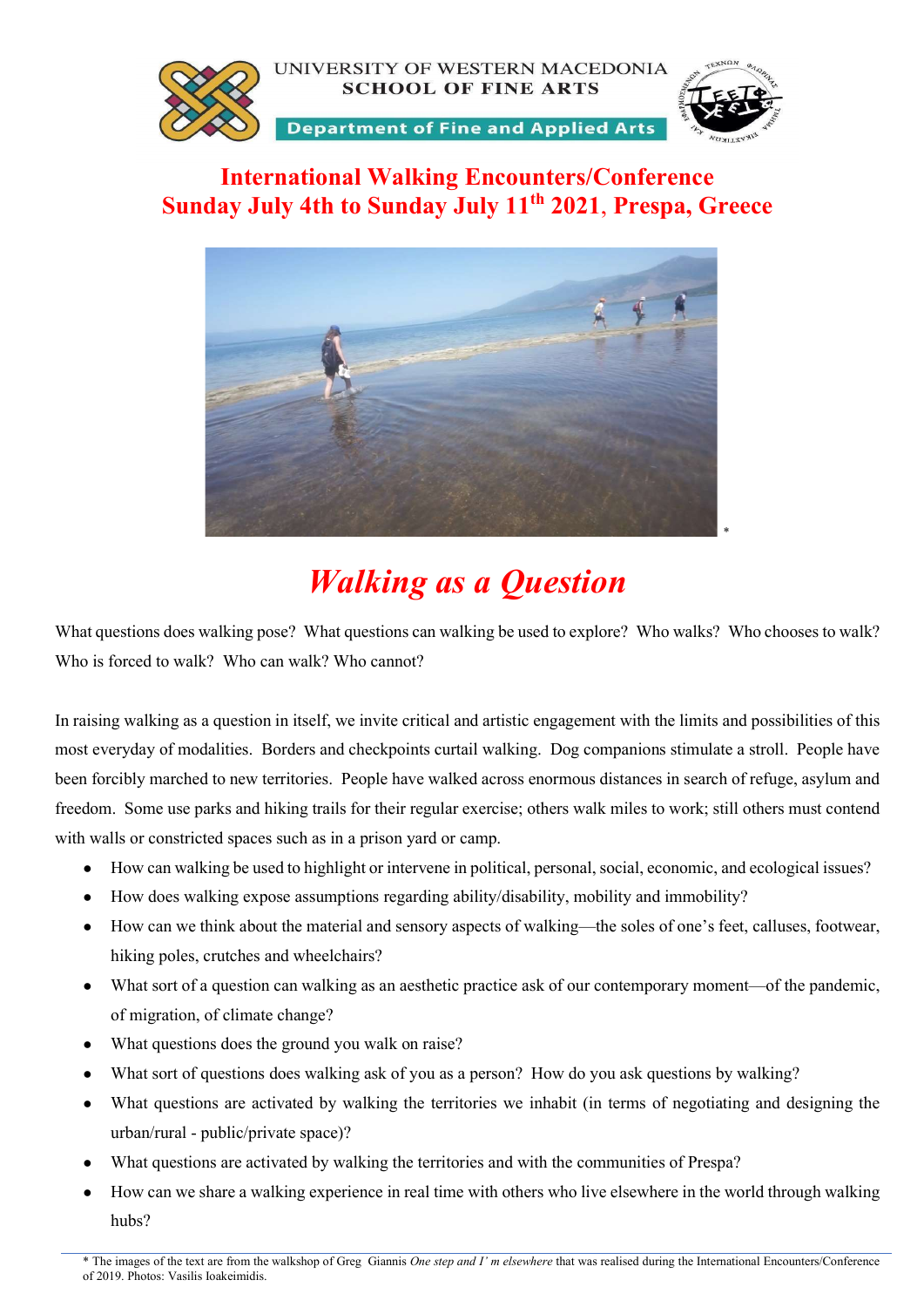UNIVERSITY OF WESTERN MACEDONIA
SCHOOL OF FINE ARTS
Department of Fine and Applied Arts

## International Walking Encounters/Conference
## Sunday July 4th to Sunday July 11th 2021, Prespa, Greece

*

# *Walking as a Question*

What questions does walking pose? What questions can walking be used to explore? Who walks? Who chooses to walk? Who is forced to walk? Who can walk? Who cannot?

In raising walking as a question in itself, we invite critical and artistic engagement with the limits and possibilities of this most everyday of modalities. Borders and checkpoints curtail walking. Dog companions stimulate a stroll. People have been forcibly marched to new territories. People have walked across enormous distances in search of refuge, asylum and freedom. Some use parks and hiking trails for their regular exercise; others walk miles to work; still others must contend with walls or constricted spaces such as in a prison yard or camp.

- How can walking be used to highlight or intervene in political, personal, social, economic, and ecological issues?
- How does walking expose assumptions regarding ability/disability, mobility and immobility?
- How can we think about the material and sensory aspects of walking—the soles of one's feet, calluses, footwear, hiking poles, crutches and wheelchairs?
- What sort of a question can walking as an aesthetic practice ask of our contemporary moment—of the pandemic, of migration, of climate change?
- What questions does the ground you walk on raise?
- What sort of questions does walking ask of you as a person? How do you ask questions by walking?
- What questions are activated by walking the territories we inhabit (in terms of negotiating and designing the urban/rural - public/private space)?
- What questions are activated by walking the territories and with the communities of Prespa?
- How can we share a walking experience in real time with others who live elsewhere in the world through walking hubs?

\* The images of the text are from the walkshop of Greg Giannis *One step and I' m elsewhere* that was realised during the International Encounters/Conference of 2019. Photos: Vasilis Ioakeimidis.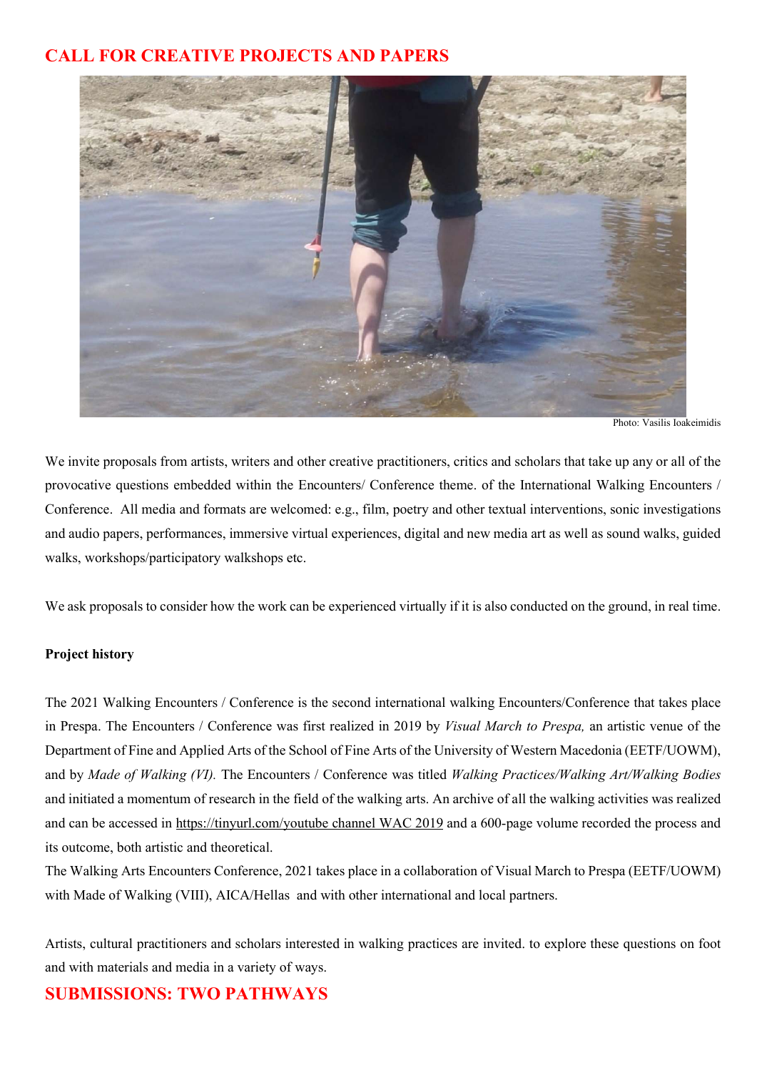## CALL FOR CREATIVE PROJECTS AND PAPERS

Photo: Vasilis Ioakeimidis

We invite proposals from artists, writers and other creative practitioners, critics and scholars that take up any or all of the provocative questions embedded within the Encounters/ Conference theme. of the International Walking Encounters / Conference. All media and formats are welcomed: e.g., film, poetry and other textual interventions, sonic investigations and audio papers, performances, immersive virtual experiences, digital and new media art as well as sound walks, guided walks, workshops/participatory walkshops etc.

We ask proposals to consider how the work can be experienced virtually if it is also conducted on the ground, in real time.

**Project history**

The 2021 Walking Encounters / Conference is the second international walking Encounters/Conference that takes place in Prespa. The Encounters / Conference was first realized in 2019 by *Visual March to Prespa,* an artistic venue of the Department of Fine and Applied Arts of the School of Fine Arts of the University of Western Macedonia (EETF/UOWM), and by *Made of Walking (VI).* The Encounters / Conference was titled *Walking Practices/Walking Art/Walking Bodies* and initiated a momentum of research in the field of the walking arts. An archive of all the walking activities was realized and can be accessed in https://tinyurl.com/youtube channel WAC 2019 and a 600-page volume recorded the process and its outcome, both artistic and theoretical.

The Walking Arts Encounters Conference, 2021 takes place in a collaboration of Visual March to Prespa (EETF/UOWM) with Made of Walking (VIII), AICA/Hellas and with other international and local partners.

Artists, cultural practitioners and scholars interested in walking practices are invited. to explore these questions on foot and with materials and media in a variety of ways.

## SUBMISSIONS: TWO PATHWAYS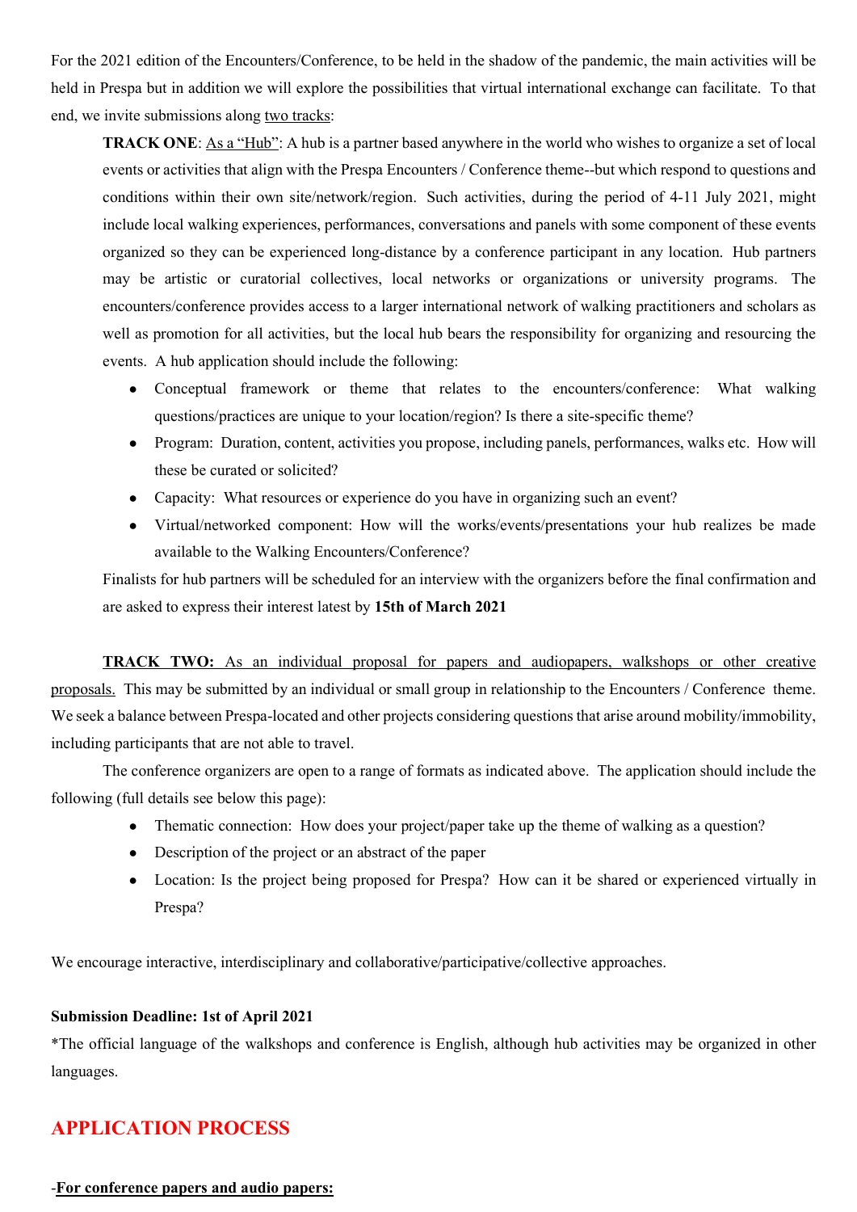For the 2021 edition of the Encounters/Conference, to be held in the shadow of the pandemic, the main activities will be held in Prespa but in addition we will explore the possibilities that virtual international exchange can facilitate. To that end, we invite submissions along <u>two tracks</u>:

> **TRACK ONE**: <u>As a "Hub"</u>: A hub is a partner based anywhere in the world who wishes to organize a set of local events or activities that align with the Prespa Encounters / Conference theme--but which respond to questions and conditions within their own site/network/region. Such activities, during the period of 4-11 July 2021, might include local walking experiences, performances, conversations and panels with some component of these events organized so they can be experienced long-distance by a conference participant in any location. Hub partners may be artistic or curatorial collectives, local networks or organizations or university programs. The encounters/conference provides access to a larger international network of walking practitioners and scholars as well as promotion for all activities, but the local hub bears the responsibility for organizing and resourcing the events. A hub application should include the following:
>
> - Conceptual framework or theme that relates to the encounters/conference: What walking questions/practices are unique to your location/region? Is there a site-specific theme?
> - Program: Duration, content, activities you propose, including panels, performances, walks etc. How will these be curated or solicited?
> - Capacity: What resources or experience do you have in organizing such an event?
> - Virtual/networked component: How will the works/events/presentations your hub realizes be made available to the Walking Encounters/Conference?
>
> Finalists for hub partners will be scheduled for an interview with the organizers before the final confirmation and are asked to express their interest latest by **15th of March 2021**

**<u>TRACK TWO:</u>** <u>As an individual proposal for papers and audiopapers, walkshops or other creative proposals.</u> This may be submitted by an individual or small group in relationship to the Encounters / Conference theme. We seek a balance between Prespa-located and other projects considering questions that arise around mobility/immobility, including participants that are not able to travel.

The conference organizers are open to a range of formats as indicated above. The application should include the following (full details see below this page):

- Thematic connection: How does your project/paper take up the theme of walking as a question?
- Description of the project or an abstract of the paper
- Location: Is the project being proposed for Prespa? How can it be shared or experienced virtually in Prespa?

We encourage interactive, interdisciplinary and collaborative/participative/collective approaches.

**Submission Deadline: 1st of April 2021**

*The official language of the walkshops and conference is English, although hub activities may be organized in other languages.

## APPLICATION PROCESS

-**<u>For conference papers and audio papers:</u>**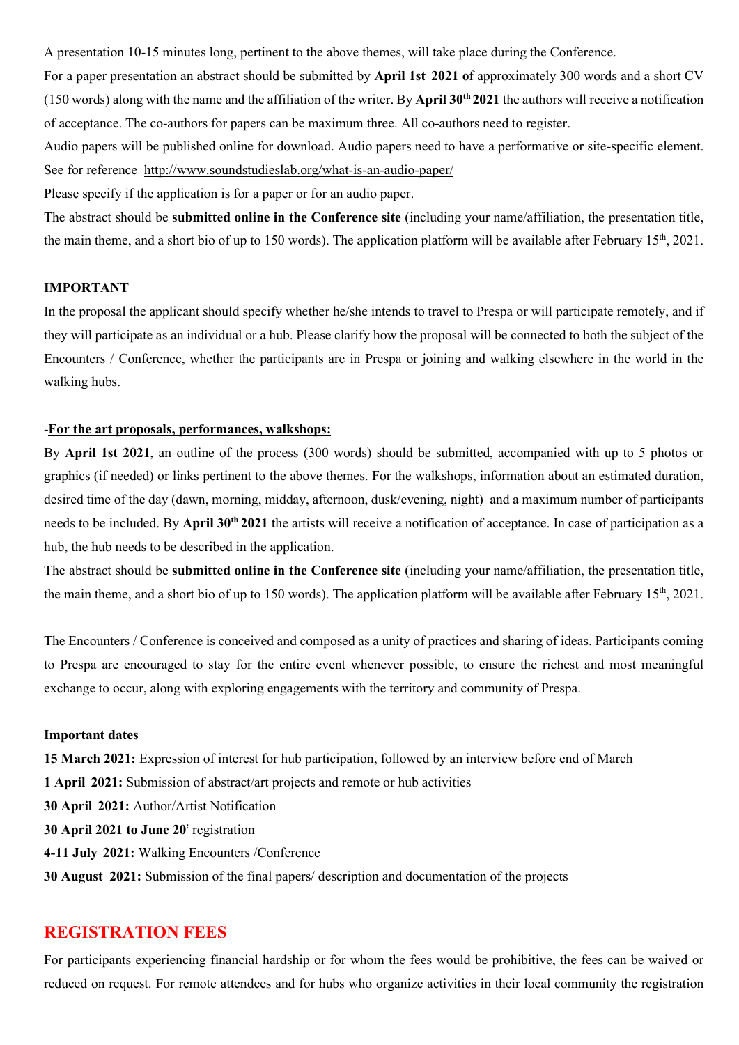A presentation 10-15 minutes long, pertinent to the above themes, will take place during the Conference.

For a paper presentation an abstract should be submitted by **April 1st 2021 o**f approximately 300 words and a short CV (150 words) along with the name and the affiliation of the writer. By **April 30th 2021** the authors will receive a notification of acceptance. The co-authors for papers can be maximum three. All co-authors need to register.

Audio papers will be published online for download. Audio papers need to have a performative or site-specific element. See for reference http://www.soundstudieslab.org/what-is-an-audio-paper/

Please specify if the application is for a paper or for an audio paper.

The abstract should be **submitted online in the Conference site** (including your name/affiliation, the presentation title, the main theme, and a short bio of up to 150 words). The application platform will be available after February 15th, 2021.

**IMPORTANT**

In the proposal the applicant should specify whether he/she intends to travel to Prespa or will participate remotely, and if they will participate as an individual or a hub. Please clarify how the proposal will be connected to both the subject of the Encounters / Conference, whether the participants are in Prespa or joining and walking elsewhere in the world in the walking hubs.

-**For the art proposals, performances, walkshops:**

By **April 1st 2021**, an outline of the process (300 words) should be submitted, accompanied with up to 5 photos or graphics (if needed) or links pertinent to the above themes. For the walkshops, information about an estimated duration, desired time of the day (dawn, morning, midday, afternoon, dusk/evening, night) and a maximum number of participants needs to be included. By **April 30th 2021** the artists will receive a notification of acceptance. In case of participation as a hub, the hub needs to be described in the application.

The abstract should be **submitted online in the Conference site** (including your name/affiliation, the presentation title, the main theme, and a short bio of up to 150 words). The application platform will be available after February 15th, 2021.

The Encounters / Conference is conceived and composed as a unity of practices and sharing of ideas. Participants coming to Prespa are encouraged to stay for the entire event whenever possible, to ensure the richest and most meaningful exchange to occur, along with exploring engagements with the territory and community of Prespa.

**Important dates**

**15 March 2021:** Expression of interest for hub participation, followed by an interview before end of March

**1 April 2021:** Submission of abstract/art projects and remote or hub activities

**30 April 2021:** Author/Artist Notification

**30 April 2021 to June 20:** registration

**4-11 July 2021:** Walking Encounters /Conference

**30 August 2021:** Submission of the final papers/ description and documentation of the projects

## REGISTRATION FEES

For participants experiencing financial hardship or for whom the fees would be prohibitive, the fees can be waived or reduced on request. For remote attendees and for hubs who organize activities in their local community the registration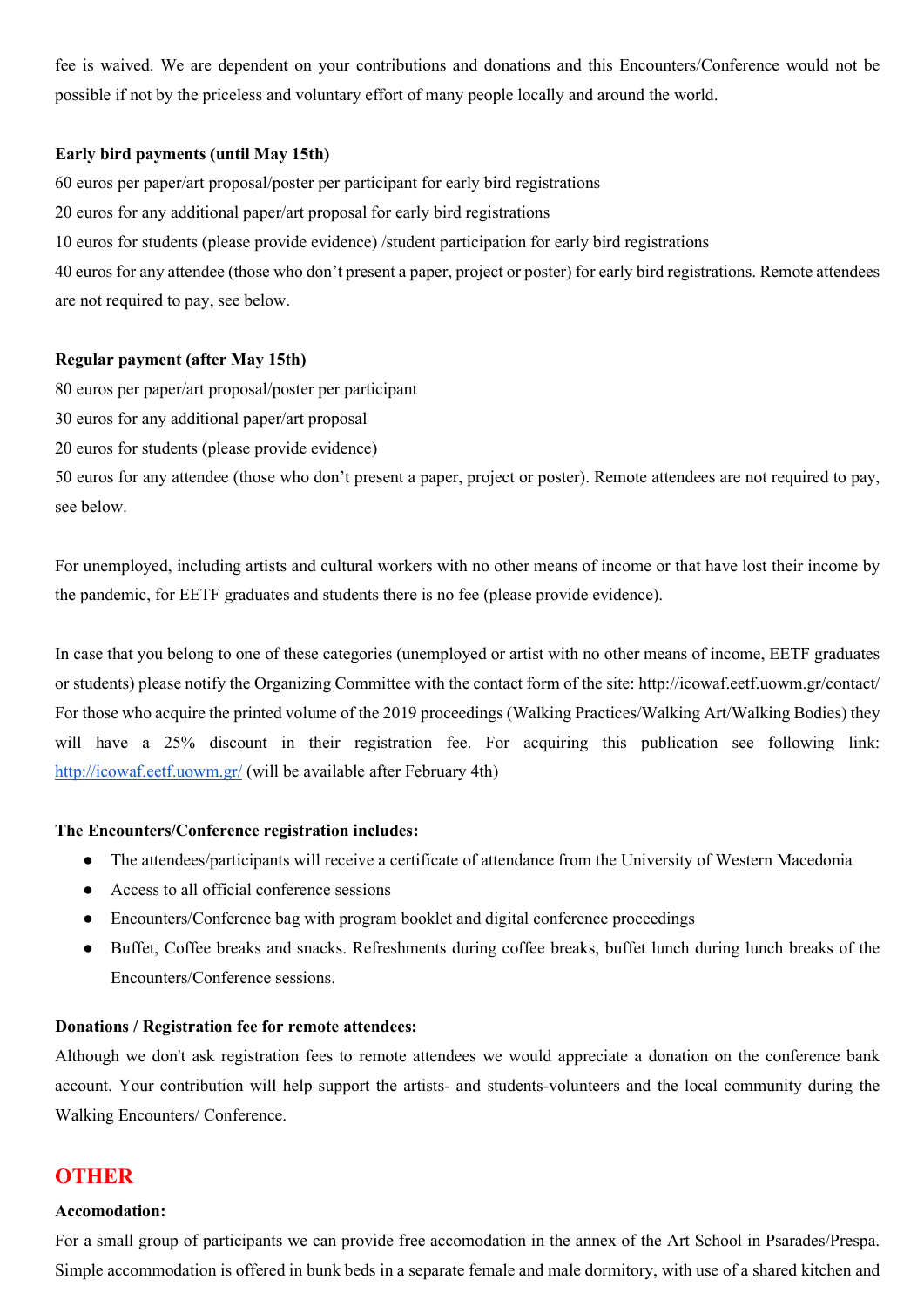fee is waived. We are dependent on your contributions and donations and this Encounters/Conference would not be possible if not by the priceless and voluntary effort of many people locally and around the world.

**Early bird payments (until May 15th)**

60 euros per paper/art proposal/poster per participant for early bird registrations

20 euros for any additional paper/art proposal for early bird registrations

10 euros for students (please provide evidence) /student participation for early bird registrations

40 euros for any attendee (those who don't present a paper, project or poster) for early bird registrations. Remote attendees are not required to pay, see below.

**Regular payment (after May 15th)**

80 euros per paper/art proposal/poster per participant

30 euros for any additional paper/art proposal

20 euros for students (please provide evidence)

50 euros for any attendee (those who don't present a paper, project or poster). Remote attendees are not required to pay, see below.

For unemployed, including artists and cultural workers with no other means of income or that have lost their income by the pandemic, for EETF graduates and students there is no fee (please provide evidence).

In case that you belong to one of these categories (unemployed or artist with no other means of income, EETF graduates or students) please notify the Organizing Committee with the contact form of the site: http://icowaf.eetf.uowm.gr/contact/

For those who acquire the printed volume of the 2019 proceedings (Walking Practices/Walking Art/Walking Bodies) they will have a 25% discount in their registration fee. For acquiring this publication see following link: [http://icowaf.eetf.uowm.gr/](http://icowaf.eetf.uowm.gr/) (will be available after February 4th)

**The Encounters/Conference registration includes:**

- The attendees/participants will receive a certificate of attendance from the University of Western Macedonia
- Access to all official conference sessions
- Encounters/Conference bag with program booklet and digital conference proceedings
- Buffet, Coffee breaks and snacks. Refreshments during coffee breaks, buffet lunch during lunch breaks of the Encounters/Conference sessions.

**Donations / Registration fee for remote attendees:**

Although we don't ask registration fees to remote attendees we would appreciate a donation on the conference bank account. Your contribution will help support the artists- and students-volunteers and the local community during the Walking Encounters/ Conference.

## OTHER

**Accomodation:**

For a small group of participants we can provide free accomodation in the annex of the Art School in Psarades/Prespa. Simple accommodation is offered in bunk beds in a separate female and male dormitory, with use of a shared kitchen and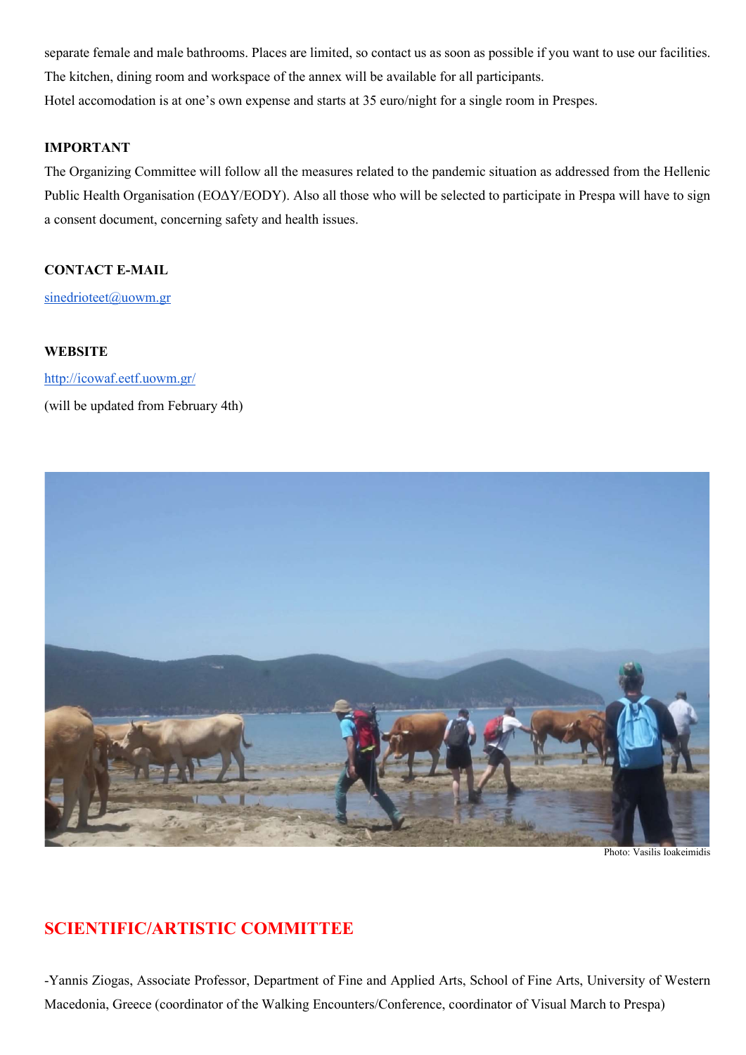separate female and male bathrooms. Places are limited, so contact us as soon as possible if you want to use our facilities. The kitchen, dining room and workspace of the annex will be available for all participants.
Hotel accomodation is at one's own expense and starts at 35 euro/night for a single room in Prespes.

**IMPORTANT**

The Organizing Committee will follow all the measures related to the pandemic situation as addressed from the Hellenic Public Health Organisation (ΕΟΔΥ/EODY). Also all those who will be selected to participate in Prespa will have to sign a consent document, concerning safety and health issues.

**CONTACT E-MAIL**

sinedrioteet@uowm.gr

**WEBSITE**

http://icowaf.eetf.uowm.gr/

(will be updated from February 4th)

Photo: Vasilis Ioakeimidis

## SCIENTIFIC/ARTISTIC COMMITTEE

-Yannis Ziogas, Associate Professor, Department of Fine and Applied Arts, School of Fine Arts, University of Western Macedonia, Greece (coordinator of the Walking Encounters/Conference, coordinator of Visual March to Prespa)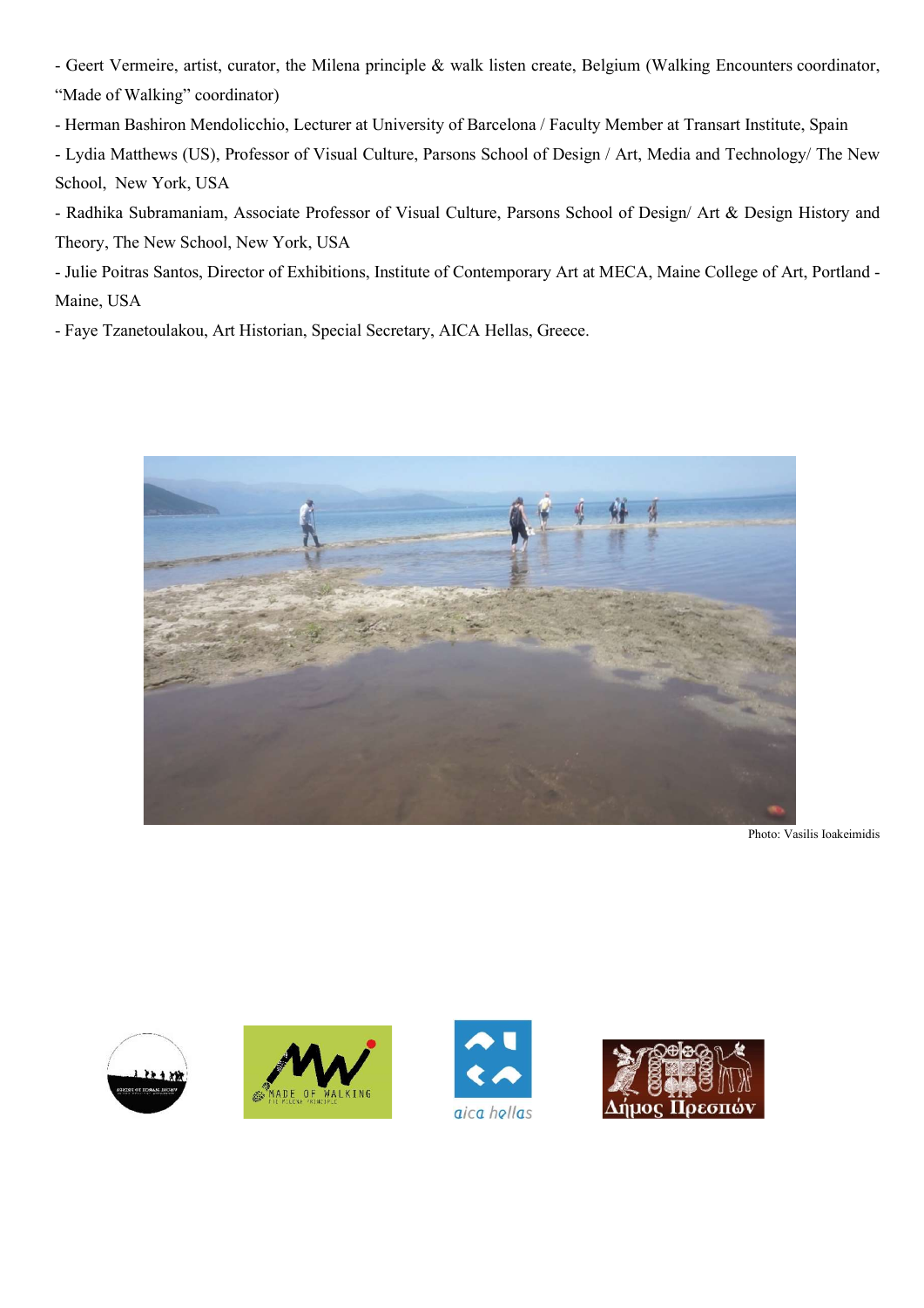- Geert Vermeire, artist, curator, the Milena principle & walk listen create, Belgium (Walking Encounters coordinator, "Made of Walking" coordinator)

- Herman Bashiron Mendolicchio, Lecturer at University of Barcelona / Faculty Member at Transart Institute, Spain

- Lydia Matthews (US), Professor of Visual Culture, Parsons School of Design / Art, Media and Technology/ The New School, New York, USA

- Radhika Subramaniam, Associate Professor of Visual Culture, Parsons School of Design/ Art & Design History and Theory, The New School, New York, USA

- Julie Poitras Santos, Director of Exhibitions, Institute of Contemporary Art at MECA, Maine College of Art, Portland - Maine, USA

- Faye Tzanetoulakou, Art Historian, Special Secretary, AICA Hellas, Greece.

Photo: Vasilis Ioakeimidis